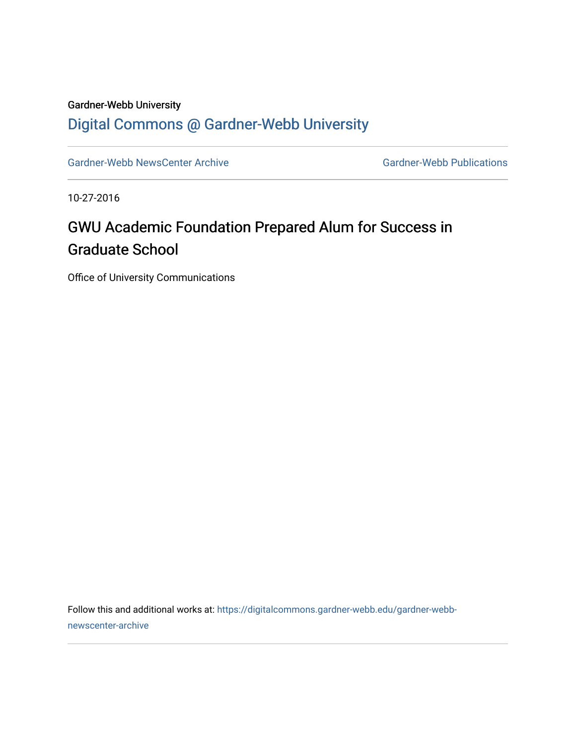Gardner-Webb University

## Digital Commons @ Gardner-Webb University

Gardner-Webb NewsCenter Archive | Gardner-Webb Publications

10-27-2016

# GWU Academic Foundation Prepared Alum for Success in Graduate School

Office of University Communications

Follow this and additional works at: https://digitalcommons.gardner-webb.edu/gardner-webb-newscenter-archive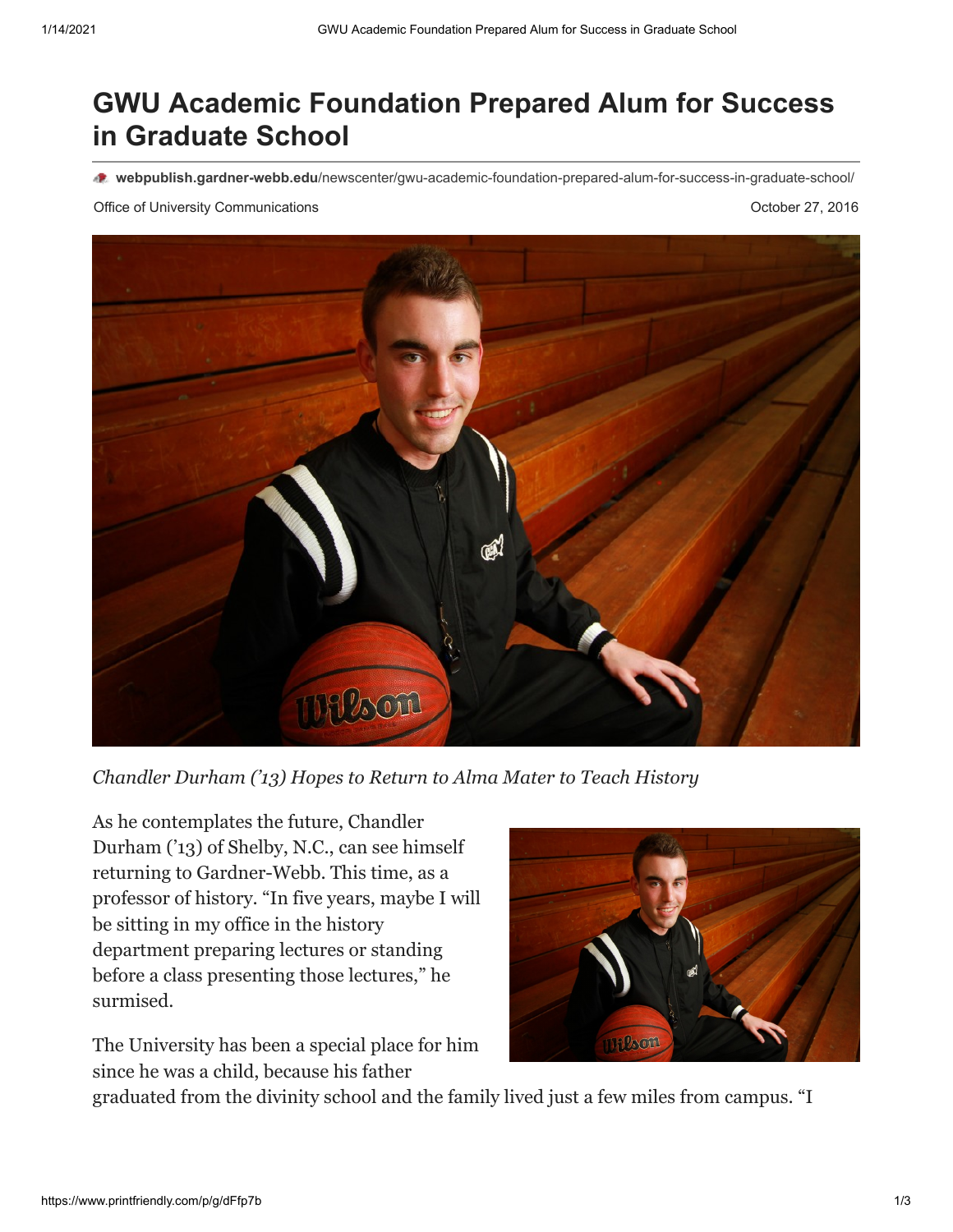# GWU Academic Foundation Prepared Alum for Success in Graduate School

**webpublish.gardner-webb.edu**/newscenter/gwu-academic-foundation-prepared-alum-for-success-in-graduate-school/

Office of University Communications

October 27, 2016

*Chandler Durham ('13) Hopes to Return to Alma Mater to Teach History*

As he contemplates the future, Chandler Durham ('13) of Shelby, N.C., can see himself returning to Gardner-Webb. This time, as a professor of history. "In five years, maybe I will be sitting in my office in the history department preparing lectures or standing before a class presenting those lectures," he surmised.

The University has been a special place for him since he was a child, because his father graduated from the divinity school and the family lived just a few miles from campus. "I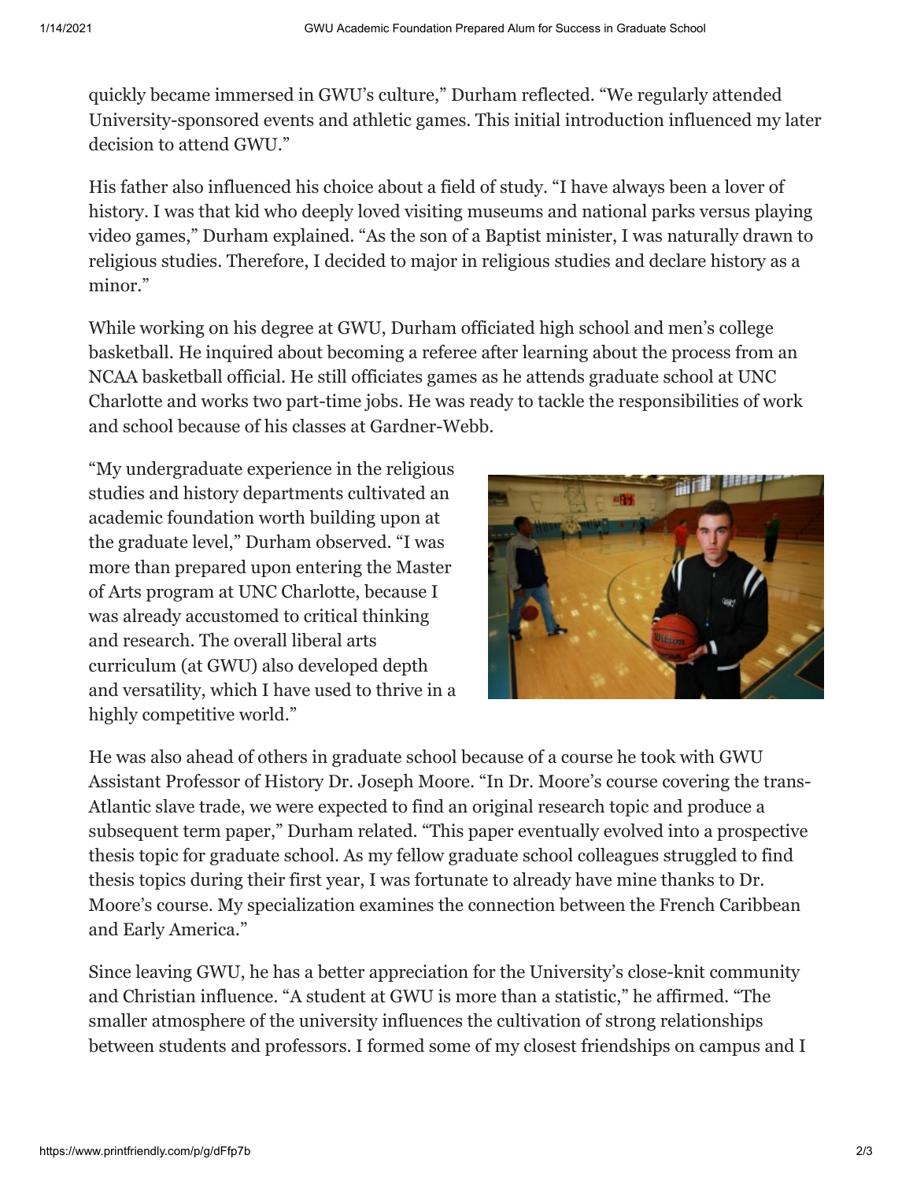quickly became immersed in GWU's culture," Durham reflected. "We regularly attended University-sponsored events and athletic games. This initial introduction influenced my later decision to attend GWU."

His father also influenced his choice about a field of study. "I have always been a lover of history. I was that kid who deeply loved visiting museums and national parks versus playing video games," Durham explained. "As the son of a Baptist minister, I was naturally drawn to religious studies. Therefore, I decided to major in religious studies and declare history as a minor."

While working on his degree at GWU, Durham officiated high school and men's college basketball. He inquired about becoming a referee after learning about the process from an NCAA basketball official. He still officiates games as he attends graduate school at UNC Charlotte and works two part-time jobs. He was ready to tackle the responsibilities of work and school because of his classes at Gardner-Webb.

"My undergraduate experience in the religious studies and history departments cultivated an academic foundation worth building upon at the graduate level," Durham observed. "I was more than prepared upon entering the Master of Arts program at UNC Charlotte, because I was already accustomed to critical thinking and research. The overall liberal arts curriculum (at GWU) also developed depth and versatility, which I have used to thrive in a highly competitive world."

He was also ahead of others in graduate school because of a course he took with GWU Assistant Professor of History Dr. Joseph Moore. "In Dr. Moore's course covering the trans-Atlantic slave trade, we were expected to find an original research topic and produce a subsequent term paper," Durham related. "This paper eventually evolved into a prospective thesis topic for graduate school. As my fellow graduate school colleagues struggled to find thesis topics during their first year, I was fortunate to already have mine thanks to Dr. Moore's course. My specialization examines the connection between the French Caribbean and Early America."

Since leaving GWU, he has a better appreciation for the University's close-knit community and Christian influence. "A student at GWU is more than a statistic," he affirmed. "The smaller atmosphere of the university influences the cultivation of strong relationships between students and professors. I formed some of my closest friendships on campus and I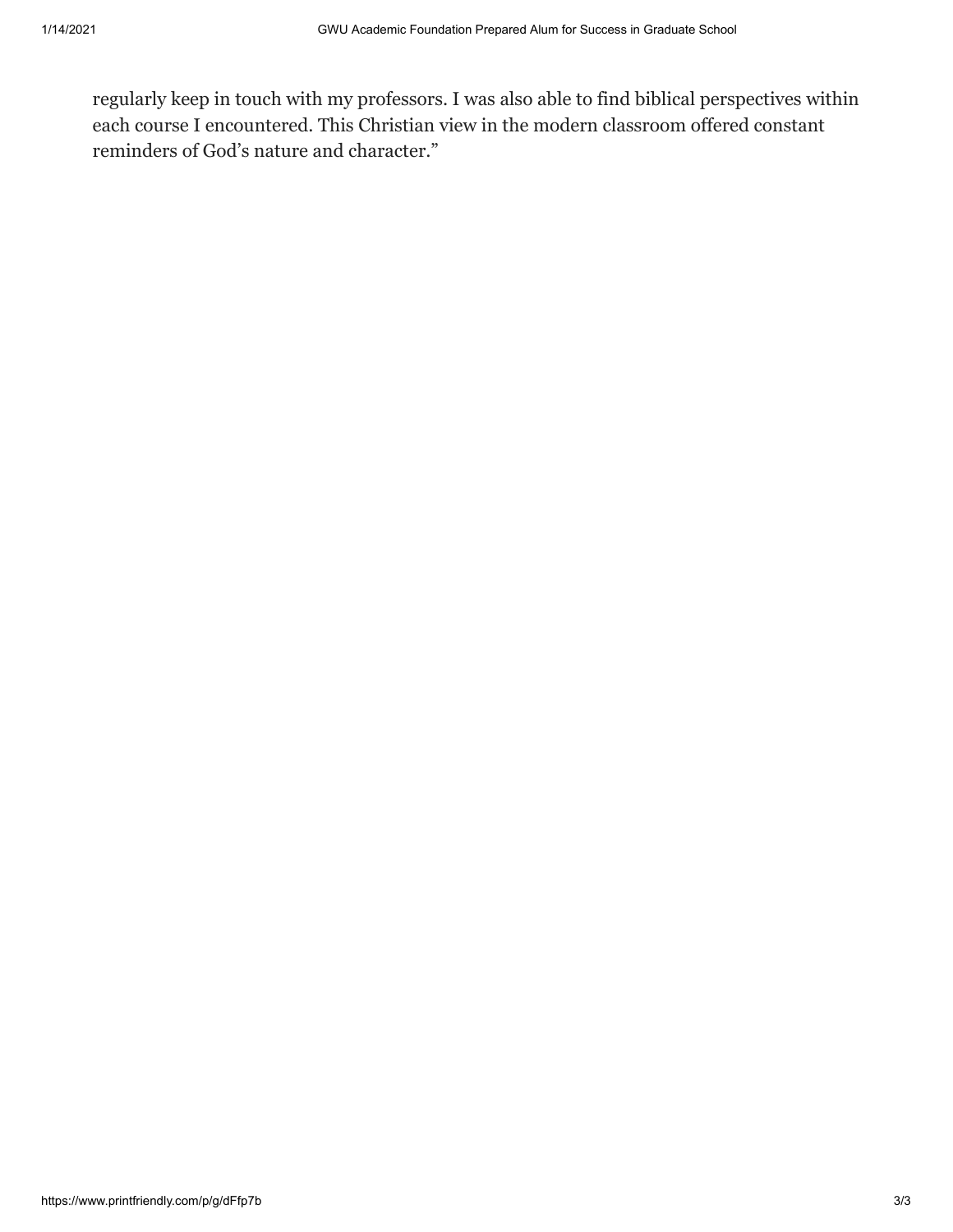regularly keep in touch with my professors. I was also able to find biblical perspectives within each course I encountered. This Christian view in the modern classroom offered constant reminders of God's nature and character."